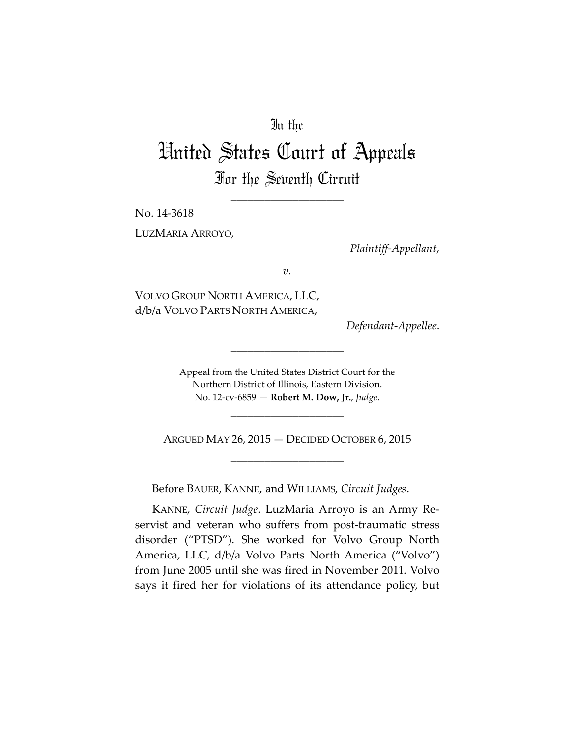In the

# United States Court of Appeals

## For the Seventh Circuit

---

No. 14-3618

LUZMARIA ARROYO,

*Plaintiff-Appellant*,

*v.*

VOLVO GROUP NORTH AMERICA, LLC,
d/b/a VOLVO PARTS NORTH AMERICA,

*Defendant-Appellee*.

---

Appeal from the United States District Court for the
Northern District of Illinois, Eastern Division.
No. 12-cv-6859 — **Robert M. Dow, Jr.**, *Judge*.

---

ARGUED MAY 26, 2015 — DECIDED OCTOBER 6, 2015

---

Before BAUER, KANNE, and WILLIAMS, *Circuit Judges*.

KANNE, *Circuit Judge*. LuzMaria Arroyo is an Army Reservist and veteran who suffers from post-traumatic stress disorder ("PTSD"). She worked for Volvo Group North America, LLC, d/b/a Volvo Parts North America ("Volvo") from June 2005 until she was fired in November 2011. Volvo says it fired her for violations of its attendance policy, but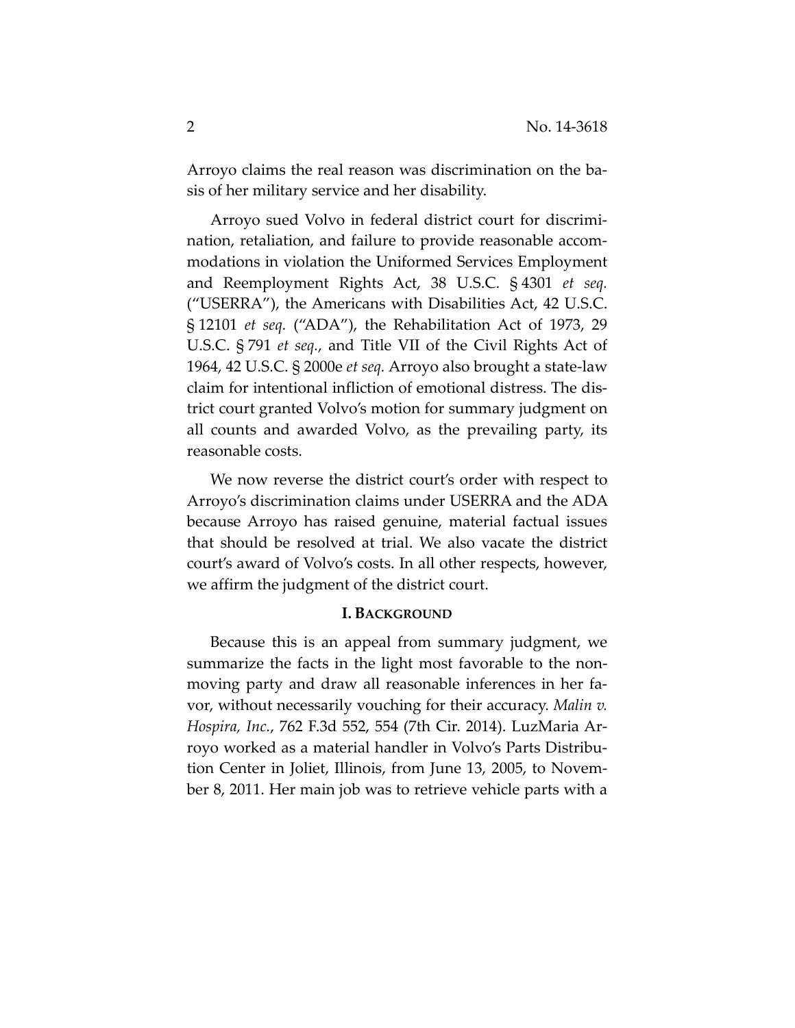Arroyo claims the real reason was discrimination on the basis of her military service and her disability.

Arroyo sued Volvo in federal district court for discrimination, retaliation, and failure to provide reasonable accommodations in violation the Uniformed Services Employment and Reemployment Rights Act, 38 U.S.C. § 4301 *et seq.* ("USERRA"), the Americans with Disabilities Act, 42 U.S.C. § 12101 *et seq.* ("ADA"), the Rehabilitation Act of 1973, 29 U.S.C. § 791 *et seq.*, and Title VII of the Civil Rights Act of 1964, 42 U.S.C. § 2000e *et seq.* Arroyo also brought a state-law claim for intentional infliction of emotional distress. The district court granted Volvo's motion for summary judgment on all counts and awarded Volvo, as the prevailing party, its reasonable costs.

We now reverse the district court's order with respect to Arroyo's discrimination claims under USERRA and the ADA because Arroyo has raised genuine, material factual issues that should be resolved at trial. We also vacate the district court's award of Volvo's costs. In all other respects, however, we affirm the judgment of the district court.

## I. BACKGROUND

Because this is an appeal from summary judgment, we summarize the facts in the light most favorable to the nonmoving party and draw all reasonable inferences in her favor, without necessarily vouching for their accuracy. *Malin v. Hospira, Inc.*, 762 F.3d 552, 554 (7th Cir. 2014). LuzMaria Arroyo worked as a material handler in Volvo's Parts Distribution Center in Joliet, Illinois, from June 13, 2005, to November 8, 2011. Her main job was to retrieve vehicle parts with a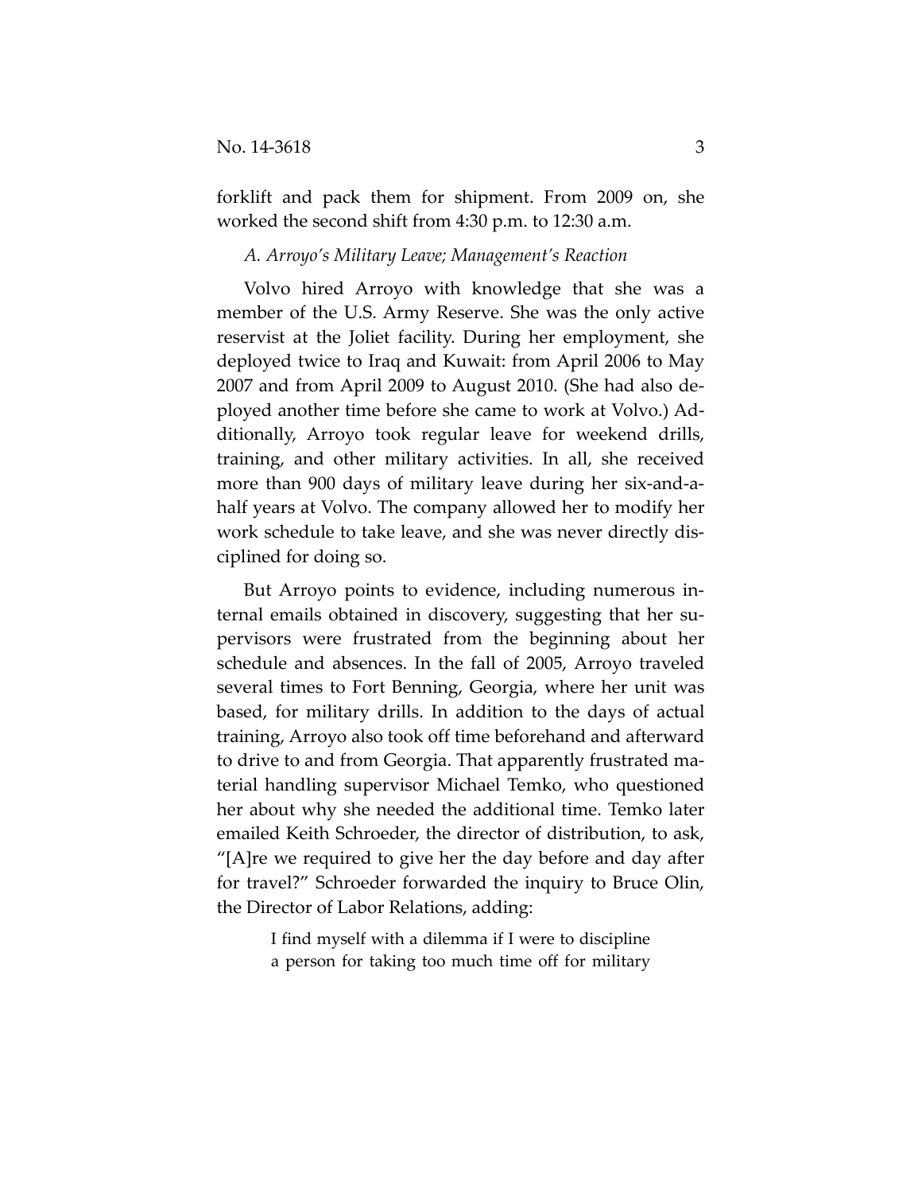forklift and pack them for shipment. From 2009 on, she worked the second shift from 4:30 p.m. to 12:30 a.m.

### *A. Arroyo's Military Leave; Management's Reaction*

Volvo hired Arroyo with knowledge that she was a member of the U.S. Army Reserve. She was the only active reservist at the Joliet facility. During her employment, she deployed twice to Iraq and Kuwait: from April 2006 to May 2007 and from April 2009 to August 2010. (She had also deployed another time before she came to work at Volvo.) Additionally, Arroyo took regular leave for weekend drills, training, and other military activities. In all, she received more than 900 days of military leave during her six-and-a-half years at Volvo. The company allowed her to modify her work schedule to take leave, and she was never directly disciplined for doing so.

But Arroyo points to evidence, including numerous internal emails obtained in discovery, suggesting that her supervisors were frustrated from the beginning about her schedule and absences. In the fall of 2005, Arroyo traveled several times to Fort Benning, Georgia, where her unit was based, for military drills. In addition to the days of actual training, Arroyo also took off time beforehand and afterward to drive to and from Georgia. That apparently frustrated material handling supervisor Michael Temko, who questioned her about why she needed the additional time. Temko later emailed Keith Schroeder, the director of distribution, to ask, "[A]re we required to give her the day before and day after for travel?" Schroeder forwarded the inquiry to Bruce Olin, the Director of Labor Relations, adding:

> I find myself with a dilemma if I were to discipline a person for taking too much time off for military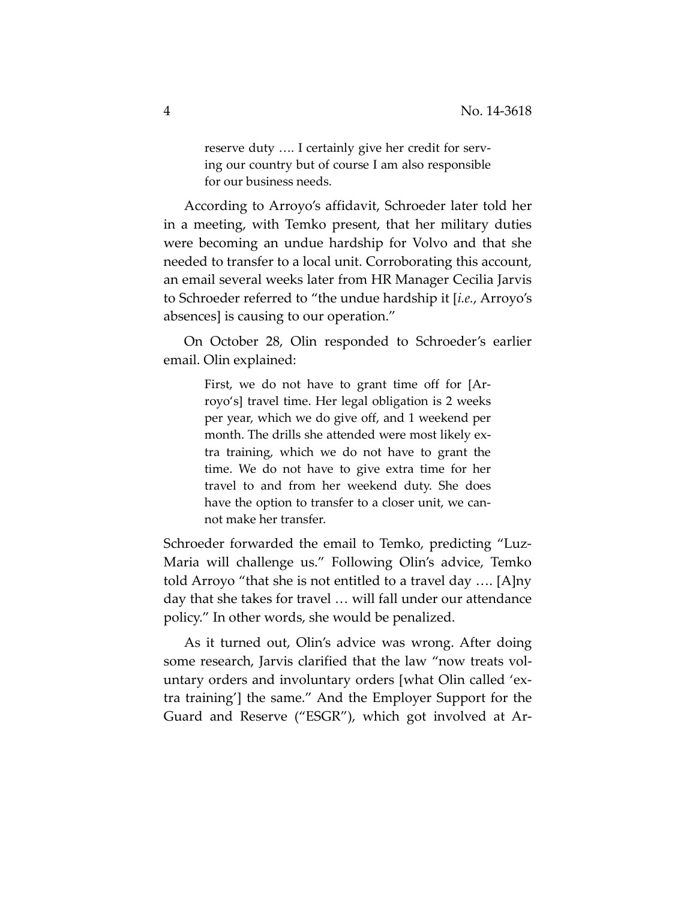> reserve duty …. I certainly give her credit for serving our country but of course I am also responsible for our business needs.

According to Arroyo's affidavit, Schroeder later told her in a meeting, with Temko present, that her military duties were becoming an undue hardship for Volvo and that she needed to transfer to a local unit. Corroborating this account, an email several weeks later from HR Manager Cecilia Jarvis to Schroeder referred to "the undue hardship it [*i.e.*, Arroyo's absences] is causing to our operation."

On October 28, Olin responded to Schroeder's earlier email. Olin explained:

> First, we do not have to grant time off for [Arroyo's] travel time. Her legal obligation is 2 weeks per year, which we do give off, and 1 weekend per month. The drills she attended were most likely extra training, which we do not have to grant the time. We do not have to give extra time for her travel to and from her weekend duty. She does have the option to transfer to a closer unit, we cannot make her transfer.

Schroeder forwarded the email to Temko, predicting "Luz-Maria will challenge us." Following Olin's advice, Temko told Arroyo "that she is not entitled to a travel day …. [A]ny day that she takes for travel … will fall under our attendance policy." In other words, she would be penalized.

As it turned out, Olin's advice was wrong. After doing some research, Jarvis clarified that the law "now treats voluntary orders and involuntary orders [what Olin called 'extra training'] the same." And the Employer Support for the Guard and Reserve ("ESGR"), which got involved at Ar-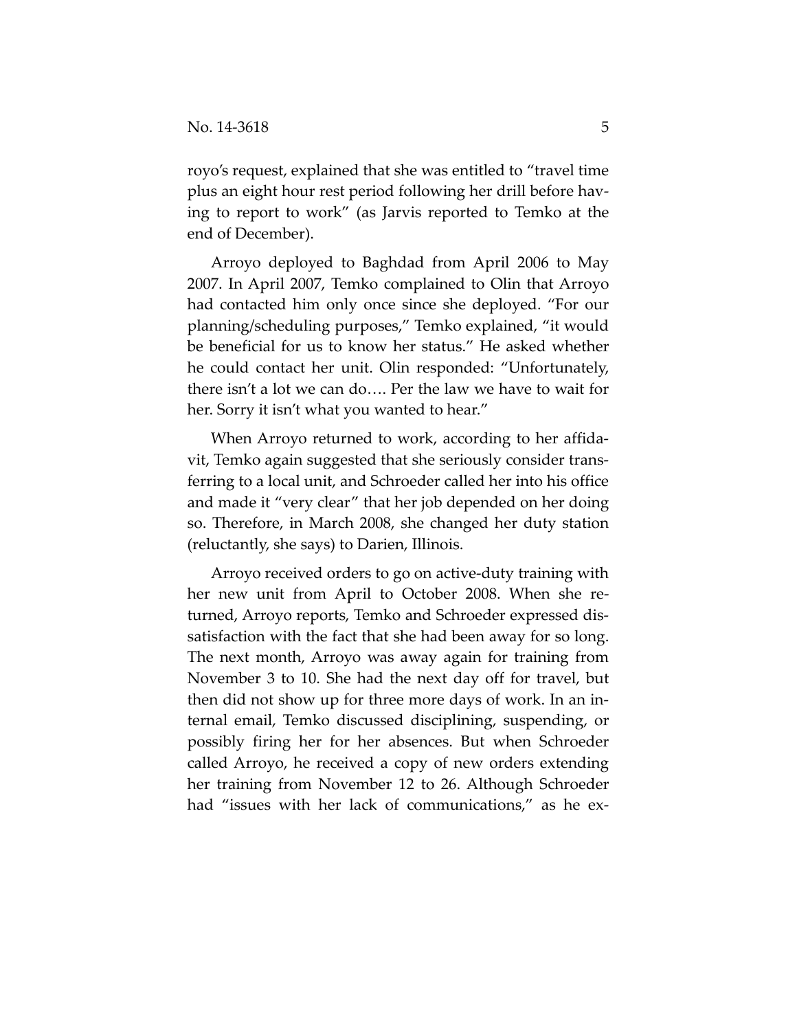royo's request, explained that she was entitled to "travel time plus an eight hour rest period following her drill before having to report to work" (as Jarvis reported to Temko at the end of December).

Arroyo deployed to Baghdad from April 2006 to May 2007. In April 2007, Temko complained to Olin that Arroyo had contacted him only once since she deployed. "For our planning/scheduling purposes," Temko explained, "it would be beneficial for us to know her status." He asked whether he could contact her unit. Olin responded: "Unfortunately, there isn't a lot we can do…. Per the law we have to wait for her. Sorry it isn't what you wanted to hear."

When Arroyo returned to work, according to her affidavit, Temko again suggested that she seriously consider transferring to a local unit, and Schroeder called her into his office and made it "very clear" that her job depended on her doing so. Therefore, in March 2008, she changed her duty station (reluctantly, she says) to Darien, Illinois.

Arroyo received orders to go on active-duty training with her new unit from April to October 2008. When she returned, Arroyo reports, Temko and Schroeder expressed dissatisfaction with the fact that she had been away for so long. The next month, Arroyo was away again for training from November 3 to 10. She had the next day off for travel, but then did not show up for three more days of work. In an internal email, Temko discussed disciplining, suspending, or possibly firing her for her absences. But when Schroeder called Arroyo, he received a copy of new orders extending her training from November 12 to 26. Although Schroeder had "issues with her lack of communications," as he ex-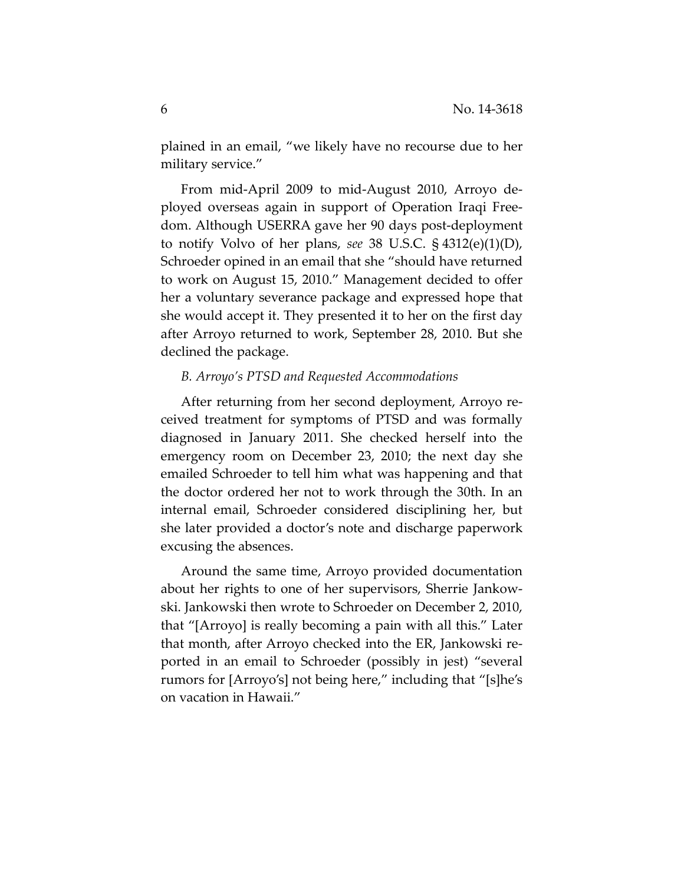plained in an email, "we likely have no recourse due to her military service."

From mid-April 2009 to mid-August 2010, Arroyo deployed overseas again in support of Operation Iraqi Freedom. Although USERRA gave her 90 days post-deployment to notify Volvo of her plans, *see* 38 U.S.C. § 4312(e)(1)(D), Schroeder opined in an email that she "should have returned to work on August 15, 2010." Management decided to offer her a voluntary severance package and expressed hope that she would accept it. They presented it to her on the first day after Arroyo returned to work, September 28, 2010. But she declined the package.

*B. Arroyo's PTSD and Requested Accommodations*

After returning from her second deployment, Arroyo received treatment for symptoms of PTSD and was formally diagnosed in January 2011. She checked herself into the emergency room on December 23, 2010; the next day she emailed Schroeder to tell him what was happening and that the doctor ordered her not to work through the 30th. In an internal email, Schroeder considered disciplining her, but she later provided a doctor's note and discharge paperwork excusing the absences.

Around the same time, Arroyo provided documentation about her rights to one of her supervisors, Sherrie Jankowski. Jankowski then wrote to Schroeder on December 2, 2010, that "[Arroyo] is really becoming a pain with all this." Later that month, after Arroyo checked into the ER, Jankowski reported in an email to Schroeder (possibly in jest) "several rumors for [Arroyo's] not being here," including that "[s]he's on vacation in Hawaii."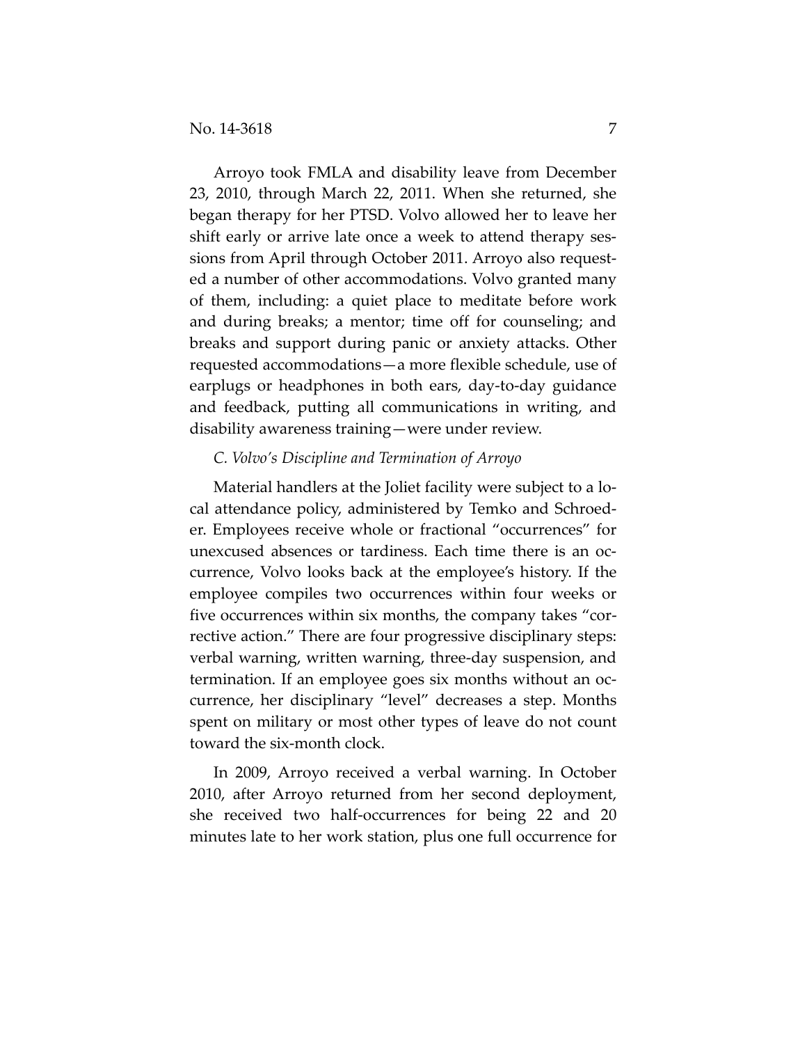Arroyo took FMLA and disability leave from December 23, 2010, through March 22, 2011. When she returned, she began therapy for her PTSD. Volvo allowed her to leave her shift early or arrive late once a week to attend therapy sessions from April through October 2011. Arroyo also requested a number of other accommodations. Volvo granted many of them, including: a quiet place to meditate before work and during breaks; a mentor; time off for counseling; and breaks and support during panic or anxiety attacks. Other requested accommodations—a more flexible schedule, use of earplugs or headphones in both ears, day-to-day guidance and feedback, putting all communications in writing, and disability awareness training—were under review.

### *C. Volvo's Discipline and Termination of Arroyo*

Material handlers at the Joliet facility were subject to a local attendance policy, administered by Temko and Schroeder. Employees receive whole or fractional "occurrences" for unexcused absences or tardiness. Each time there is an occurrence, Volvo looks back at the employee's history. If the employee compiles two occurrences within four weeks or five occurrences within six months, the company takes "corrective action." There are four progressive disciplinary steps: verbal warning, written warning, three-day suspension, and termination. If an employee goes six months without an occurrence, her disciplinary "level" decreases a step. Months spent on military or most other types of leave do not count toward the six-month clock.

In 2009, Arroyo received a verbal warning. In October 2010, after Arroyo returned from her second deployment, she received two half-occurrences for being 22 and 20 minutes late to her work station, plus one full occurrence for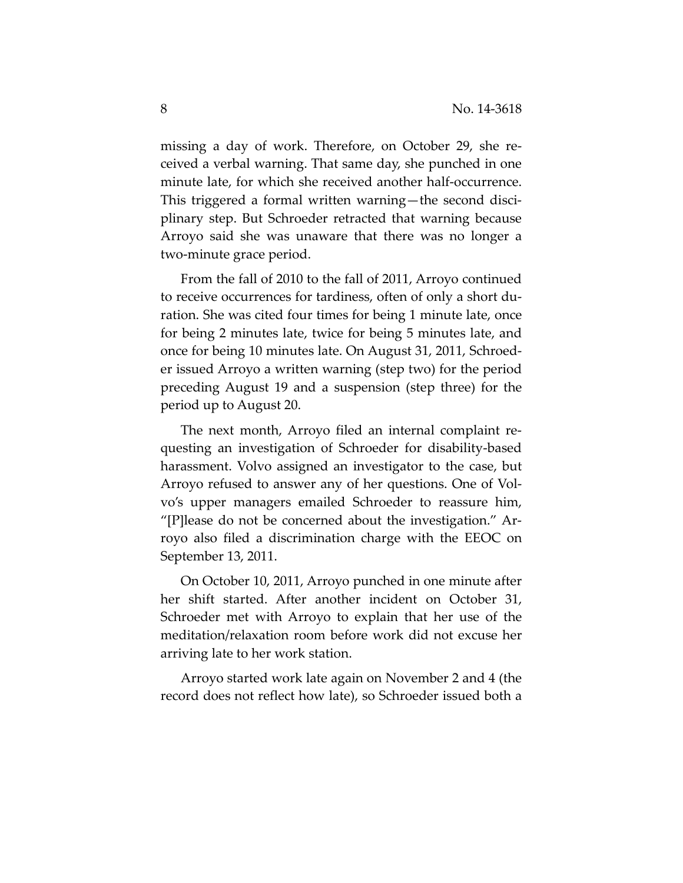missing a day of work. Therefore, on October 29, she received a verbal warning. That same day, she punched in one minute late, for which she received another half-occurrence. This triggered a formal written warning—the second disciplinary step. But Schroeder retracted that warning because Arroyo said she was unaware that there was no longer a two-minute grace period.

From the fall of 2010 to the fall of 2011, Arroyo continued to receive occurrences for tardiness, often of only a short duration. She was cited four times for being 1 minute late, once for being 2 minutes late, twice for being 5 minutes late, and once for being 10 minutes late. On August 31, 2011, Schroeder issued Arroyo a written warning (step two) for the period preceding August 19 and a suspension (step three) for the period up to August 20.

The next month, Arroyo filed an internal complaint requesting an investigation of Schroeder for disability-based harassment. Volvo assigned an investigator to the case, but Arroyo refused to answer any of her questions. One of Volvo's upper managers emailed Schroeder to reassure him, "[P]lease do not be concerned about the investigation." Arroyo also filed a discrimination charge with the EEOC on September 13, 2011.

On October 10, 2011, Arroyo punched in one minute after her shift started. After another incident on October 31, Schroeder met with Arroyo to explain that her use of the meditation/relaxation room before work did not excuse her arriving late to her work station.

Arroyo started work late again on November 2 and 4 (the record does not reflect how late), so Schroeder issued both a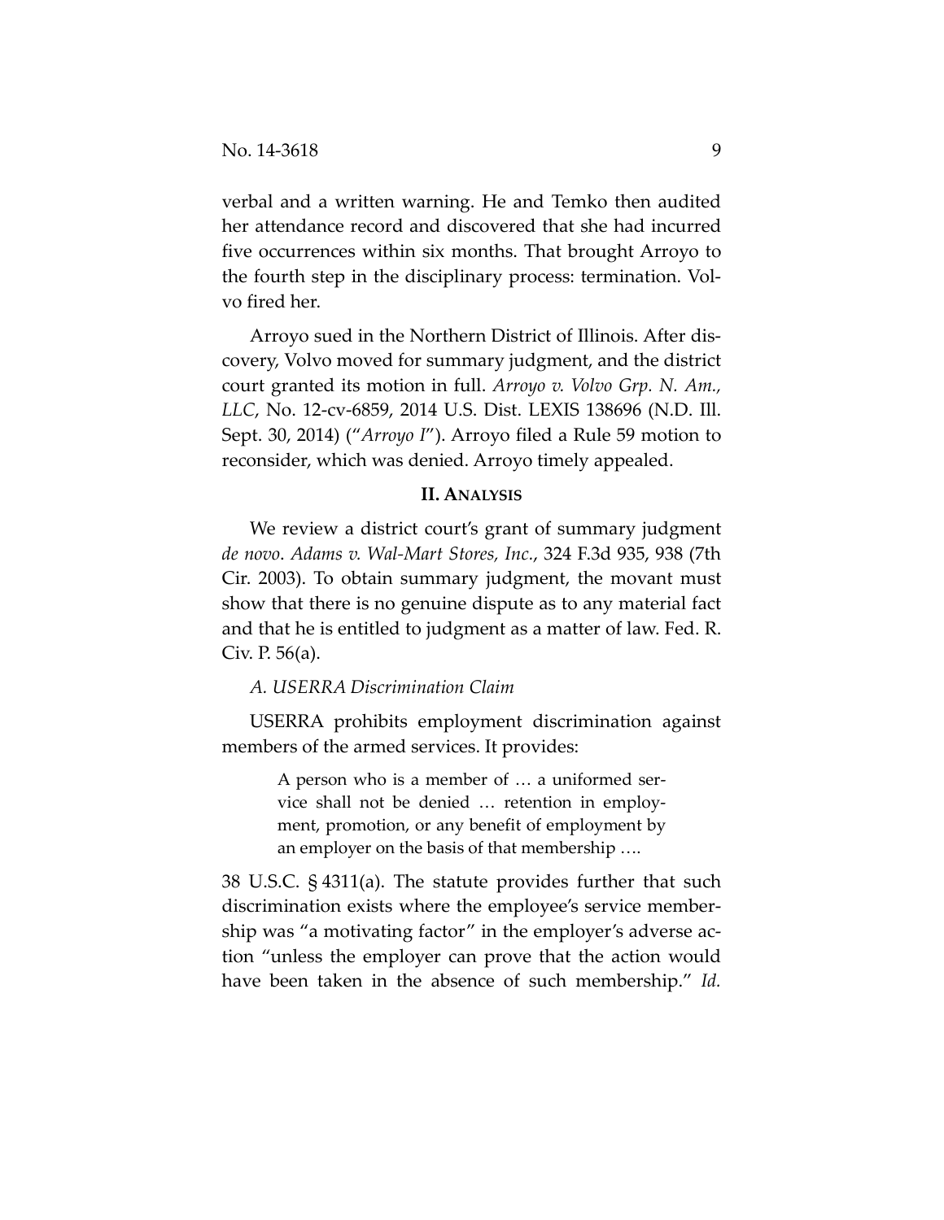verbal and a written warning. He and Temko then audited her attendance record and discovered that she had incurred five occurrences within six months. That brought Arroyo to the fourth step in the disciplinary process: termination. Volvo fired her.

Arroyo sued in the Northern District of Illinois. After discovery, Volvo moved for summary judgment, and the district court granted its motion in full. *Arroyo v. Volvo Grp. N. Am., LLC*, No. 12-cv-6859, 2014 U.S. Dist. LEXIS 138696 (N.D. Ill. Sept. 30, 2014) ("*Arroyo I*"). Arroyo filed a Rule 59 motion to reconsider, which was denied. Arroyo timely appealed.

## II. ANALYSIS

We review a district court's grant of summary judgment *de novo*. *Adams v. Wal-Mart Stores, Inc.*, 324 F.3d 935, 938 (7th Cir. 2003). To obtain summary judgment, the movant must show that there is no genuine dispute as to any material fact and that he is entitled to judgment as a matter of law. Fed. R. Civ. P. 56(a).

### *A. USERRA Discrimination Claim*

USERRA prohibits employment discrimination against members of the armed services. It provides:

> A person who is a member of … a uniformed service shall not be denied … retention in employment, promotion, or any benefit of employment by an employer on the basis of that membership ….

38 U.S.C. § 4311(a). The statute provides further that such discrimination exists where the employee's service membership was "a motivating factor" in the employer's adverse action "unless the employer can prove that the action would have been taken in the absence of such membership." *Id.*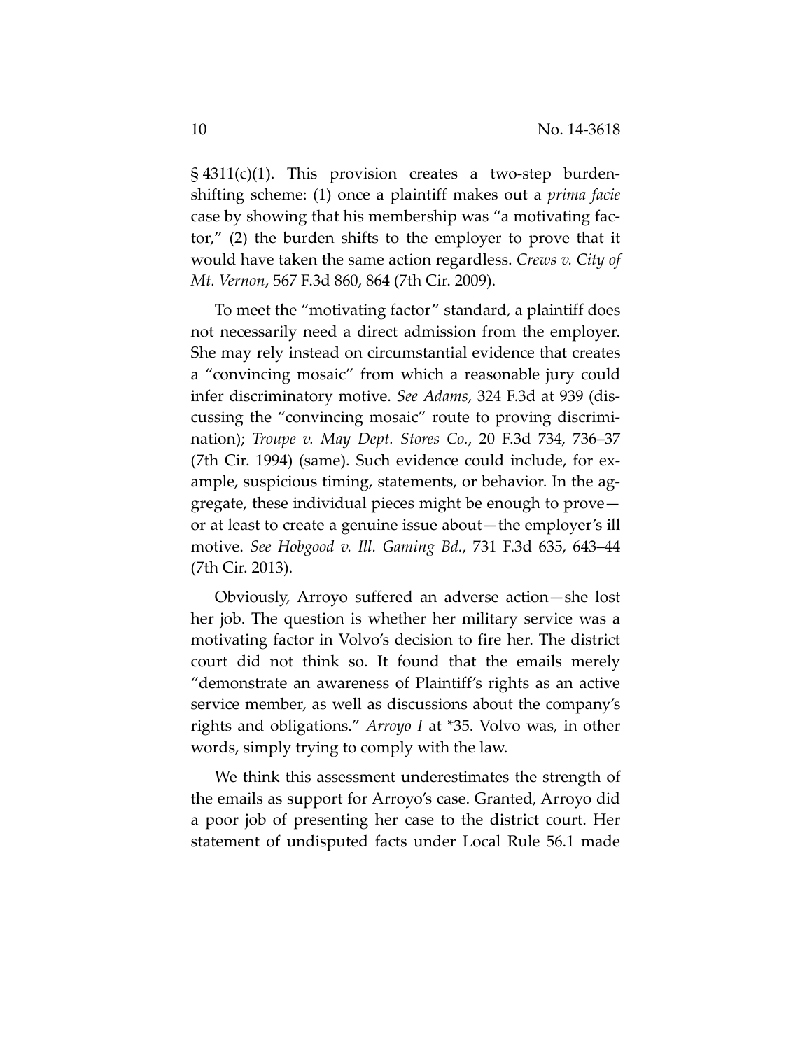§ 4311(c)(1). This provision creates a two-step burden-shifting scheme: (1) once a plaintiff makes out a *prima facie* case by showing that his membership was "a motivating factor," (2) the burden shifts to the employer to prove that it would have taken the same action regardless. *Crews v. City of Mt. Vernon*, 567 F.3d 860, 864 (7th Cir. 2009).

To meet the "motivating factor" standard, a plaintiff does not necessarily need a direct admission from the employer. She may rely instead on circumstantial evidence that creates a "convincing mosaic" from which a reasonable jury could infer discriminatory motive. *See Adams*, 324 F.3d at 939 (discussing the "convincing mosaic" route to proving discrimination); *Troupe v. May Dept. Stores Co.*, 20 F.3d 734, 736–37 (7th Cir. 1994) (same). Such evidence could include, for example, suspicious timing, statements, or behavior. In the aggregate, these individual pieces might be enough to prove—or at least to create a genuine issue about—the employer's ill motive. *See Hobgood v. Ill. Gaming Bd.*, 731 F.3d 635, 643–44 (7th Cir. 2013).

Obviously, Arroyo suffered an adverse action—she lost her job. The question is whether her military service was a motivating factor in Volvo's decision to fire her. The district court did not think so. It found that the emails merely "demonstrate an awareness of Plaintiff's rights as an active service member, as well as discussions about the company's rights and obligations." *Arroyo I* at *35. Volvo was, in other words, simply trying to comply with the law.

We think this assessment underestimates the strength of the emails as support for Arroyo's case. Granted, Arroyo did a poor job of presenting her case to the district court. Her statement of undisputed facts under Local Rule 56.1 made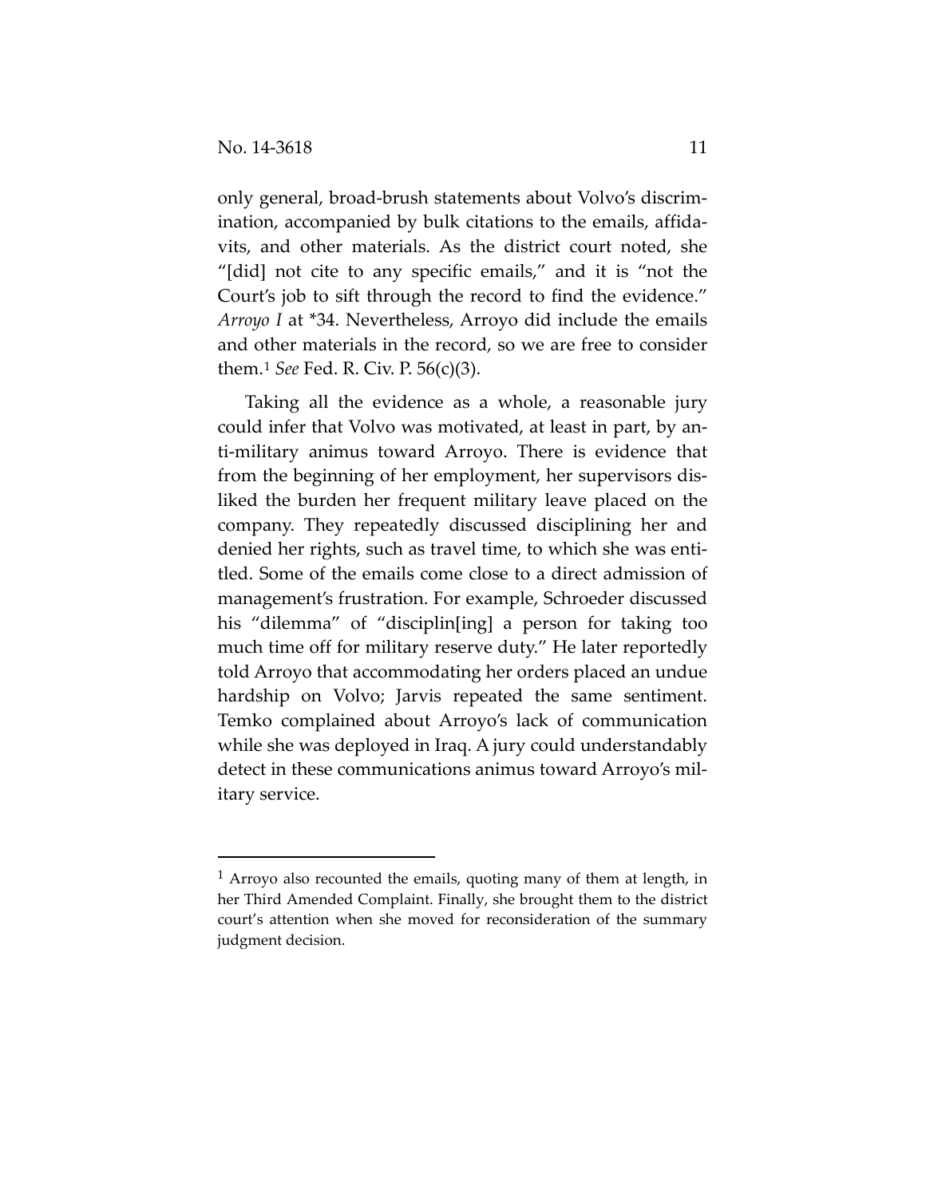only general, broad-brush statements about Volvo's discrimination, accompanied by bulk citations to the emails, affidavits, and other materials. As the district court noted, she "[did] not cite to any specific emails," and it is "not the Court's job to sift through the record to find the evidence." *Arroyo I* at *34. Nevertheless, Arroyo did include the emails and other materials in the record, so we are free to consider them.[1] *See* Fed. R. Civ. P. 56(c)(3).

Taking all the evidence as a whole, a reasonable jury could infer that Volvo was motivated, at least in part, by anti-military animus toward Arroyo. There is evidence that from the beginning of her employment, her supervisors disliked the burden her frequent military leave placed on the company. They repeatedly discussed disciplining her and denied her rights, such as travel time, to which she was entitled. Some of the emails come close to a direct admission of management's frustration. For example, Schroeder discussed his "dilemma" of "disciplin[ing] a person for taking too much time off for military reserve duty." He later reportedly told Arroyo that accommodating her orders placed an undue hardship on Volvo; Jarvis repeated the same sentiment. Temko complained about Arroyo's lack of communication while she was deployed in Iraq. A jury could understandably detect in these communications animus toward Arroyo's military service.

---

[1] Arroyo also recounted the emails, quoting many of them at length, in her Third Amended Complaint. Finally, she brought them to the district court's attention when she moved for reconsideration of the summary judgment decision.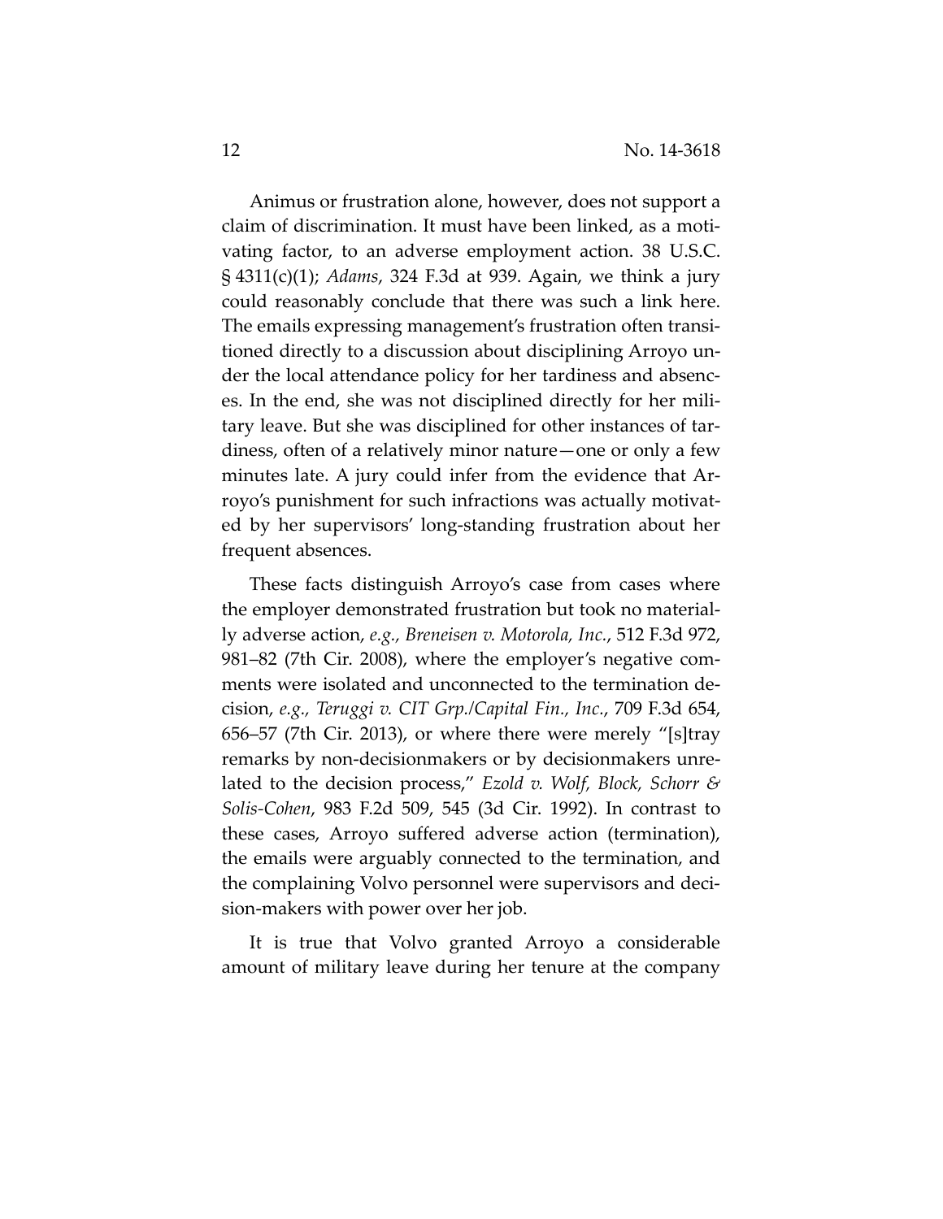Animus or frustration alone, however, does not support a claim of discrimination. It must have been linked, as a motivating factor, to an adverse employment action. 38 U.S.C. § 4311(c)(1); *Adams*, 324 F.3d at 939. Again, we think a jury could reasonably conclude that there was such a link here. The emails expressing management's frustration often transitioned directly to a discussion about disciplining Arroyo under the local attendance policy for her tardiness and absences. In the end, she was not disciplined directly for her military leave. But she was disciplined for other instances of tardiness, often of a relatively minor nature—one or only a few minutes late. A jury could infer from the evidence that Arroyo's punishment for such infractions was actually motivated by her supervisors' long-standing frustration about her frequent absences.

These facts distinguish Arroyo's case from cases where the employer demonstrated frustration but took no materially adverse action, *e.g.*, *Breneisen v. Motorola, Inc.*, 512 F.3d 972, 981–82 (7th Cir. 2008), where the employer's negative comments were isolated and unconnected to the termination decision, *e.g., Teruggi v. CIT Grp./Capital Fin., Inc.*, 709 F.3d 654, 656–57 (7th Cir. 2013), or where there were merely "[s]tray remarks by non-decisionmakers or by decisionmakers unrelated to the decision process," *Ezold v. Wolf, Block, Schorr & Solis-Cohen*, 983 F.2d 509, 545 (3d Cir. 1992). In contrast to these cases, Arroyo suffered adverse action (termination), the emails were arguably connected to the termination, and the complaining Volvo personnel were supervisors and decision-makers with power over her job.

It is true that Volvo granted Arroyo a considerable amount of military leave during her tenure at the company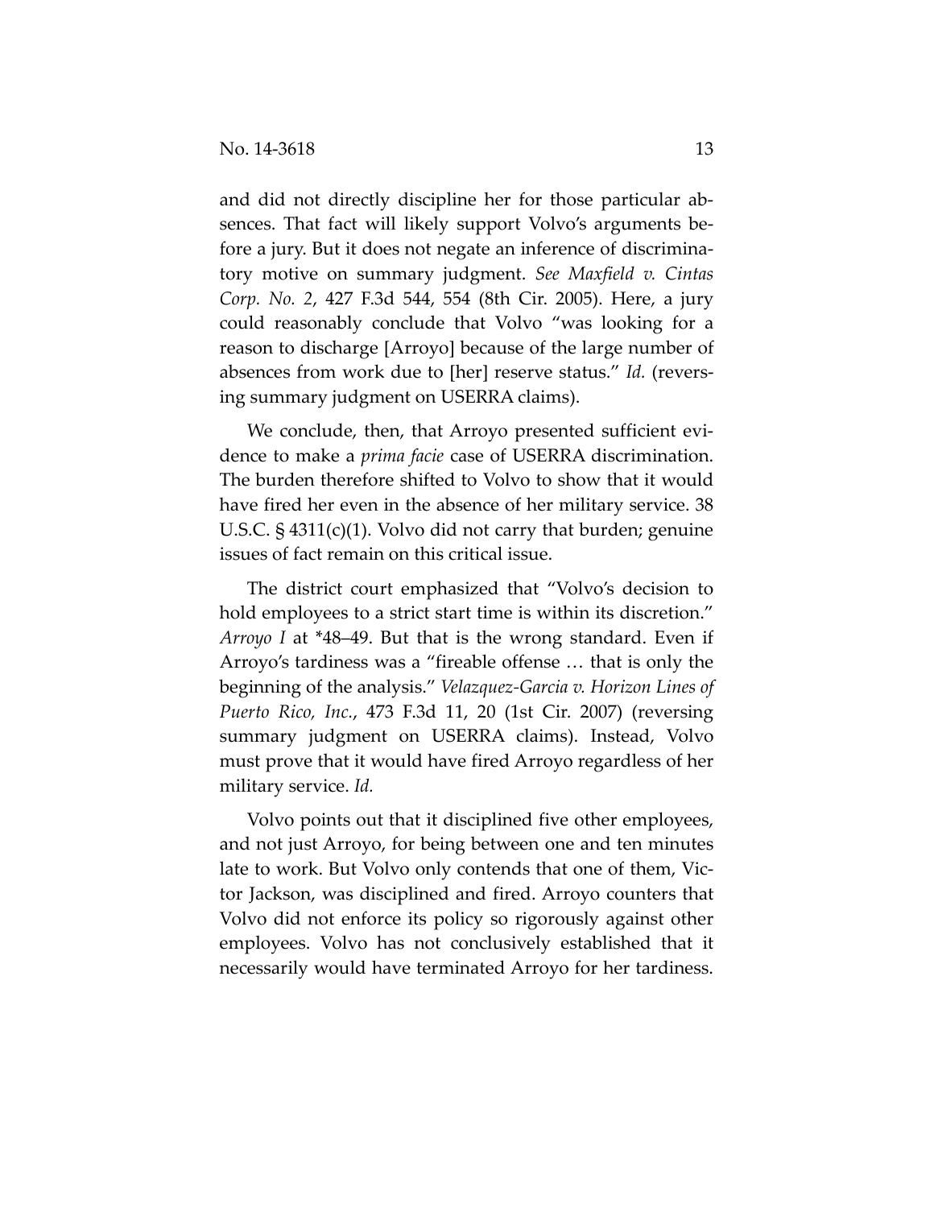and did not directly discipline her for those particular absences. That fact will likely support Volvo's arguments before a jury. But it does not negate an inference of discriminatory motive on summary judgment. *See Maxfield v. Cintas Corp. No. 2*, 427 F.3d 544, 554 (8th Cir. 2005). Here, a jury could reasonably conclude that Volvo "was looking for a reason to discharge [Arroyo] because of the large number of absences from work due to [her] reserve status." *Id.* (reversing summary judgment on USERRA claims).

We conclude, then, that Arroyo presented sufficient evidence to make a *prima facie* case of USERRA discrimination. The burden therefore shifted to Volvo to show that it would have fired her even in the absence of her military service. 38 U.S.C. § 4311(c)(1). Volvo did not carry that burden; genuine issues of fact remain on this critical issue.

The district court emphasized that "Volvo's decision to hold employees to a strict start time is within its discretion." *Arroyo I* at *48–49. But that is the wrong standard. Even if Arroyo's tardiness was a "fireable offense … that is only the beginning of the analysis." *Velazquez-Garcia v. Horizon Lines of Puerto Rico, Inc.*, 473 F.3d 11, 20 (1st Cir. 2007) (reversing summary judgment on USERRA claims). Instead, Volvo must prove that it would have fired Arroyo regardless of her military service. *Id.*

Volvo points out that it disciplined five other employees, and not just Arroyo, for being between one and ten minutes late to work. But Volvo only contends that one of them, Victor Jackson, was disciplined and fired. Arroyo counters that Volvo did not enforce its policy so rigorously against other employees. Volvo has not conclusively established that it necessarily would have terminated Arroyo for her tardiness.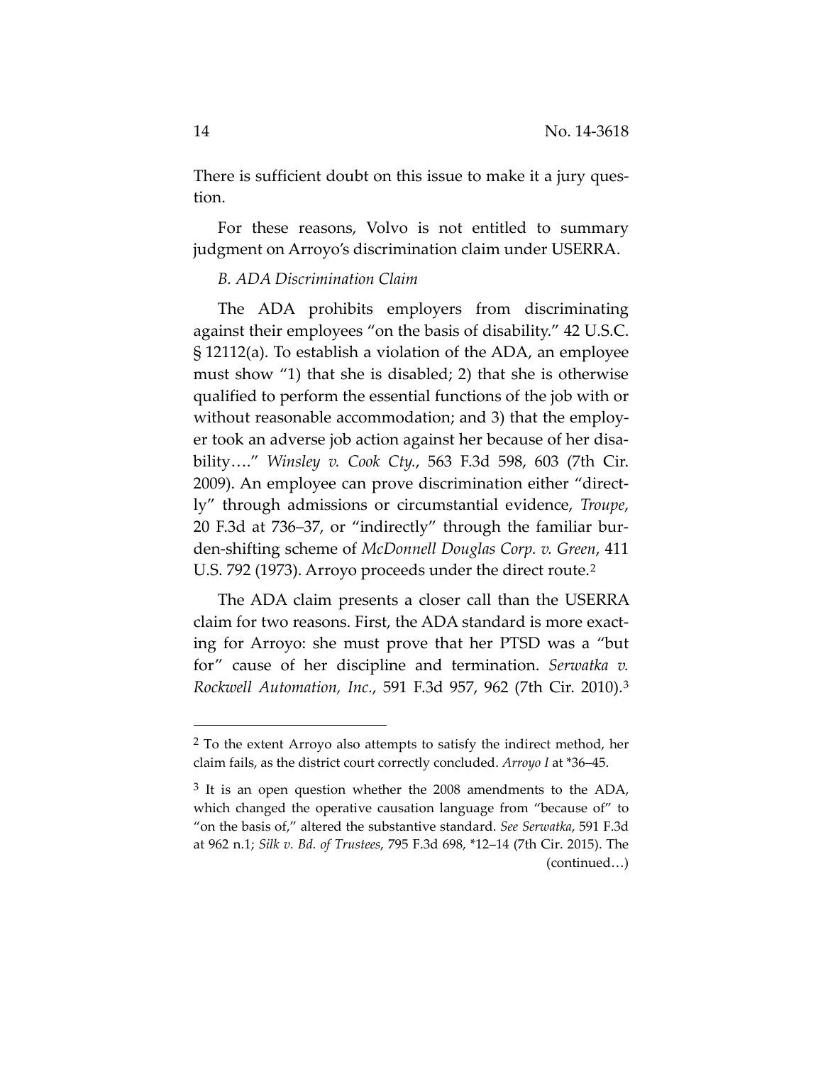There is sufficient doubt on this issue to make it a jury question.

For these reasons, Volvo is not entitled to summary judgment on Arroyo's discrimination claim under USERRA.

*B. ADA Discrimination Claim*

The ADA prohibits employers from discriminating against their employees "on the basis of disability." 42 U.S.C. § 12112(a). To establish a violation of the ADA, an employee must show "1) that she is disabled; 2) that she is otherwise qualified to perform the essential functions of the job with or without reasonable accommodation; and 3) that the employer took an adverse job action against her because of her disability…." *Winsley v. Cook Cty.*, 563 F.3d 598, 603 (7th Cir. 2009). An employee can prove discrimination either "directly" through admissions or circumstantial evidence, *Troupe*, 20 F.3d at 736–37, or "indirectly" through the familiar burden-shifting scheme of *McDonnell Douglas Corp. v. Green*, 411 U.S. 792 (1973). Arroyo proceeds under the direct route.[2]

The ADA claim presents a closer call than the USERRA claim for two reasons. First, the ADA standard is more exacting for Arroyo: she must prove that her PTSD was a "but for" cause of her discipline and termination. *Serwatka v. Rockwell Automation, Inc.*, 591 F.3d 957, 962 (7th Cir. 2010).[3]

---

[2] To the extent Arroyo also attempts to satisfy the indirect method, her claim fails, as the district court correctly concluded. *Arroyo I* at *36–45.

[3] It is an open question whether the 2008 amendments to the ADA, which changed the operative causation language from "because of" to "on the basis of," altered the substantive standard. *See Serwatka*, 591 F.3d at 962 n.1; *Silk v. Bd. of Trustees*, 795 F.3d 698, *12–14 (7th Cir. 2015). The (continued…)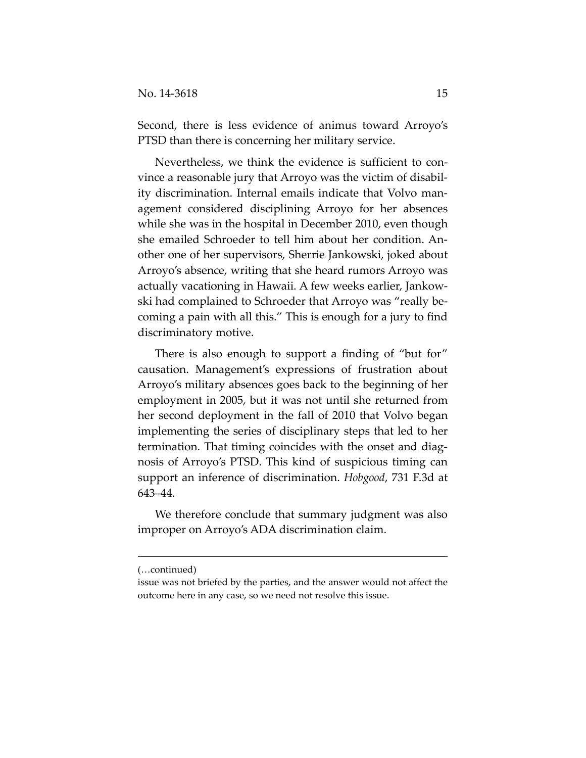Second, there is less evidence of animus toward Arroyo's PTSD than there is concerning her military service.

Nevertheless, we think the evidence is sufficient to convince a reasonable jury that Arroyo was the victim of disability discrimination. Internal emails indicate that Volvo management considered disciplining Arroyo for her absences while she was in the hospital in December 2010, even though she emailed Schroeder to tell him about her condition. Another one of her supervisors, Sherrie Jankowski, joked about Arroyo's absence, writing that she heard rumors Arroyo was actually vacationing in Hawaii. A few weeks earlier, Jankowski had complained to Schroeder that Arroyo was "really becoming a pain with all this." This is enough for a jury to find discriminatory motive.

There is also enough to support a finding of "but for" causation. Management's expressions of frustration about Arroyo's military absences goes back to the beginning of her employment in 2005, but it was not until she returned from her second deployment in the fall of 2010 that Volvo began implementing the series of disciplinary steps that led to her termination. That timing coincides with the onset and diagnosis of Arroyo's PTSD. This kind of suspicious timing can support an inference of discrimination. *Hobgood*, 731 F.3d at 643–44.

We therefore conclude that summary judgment was also improper on Arroyo's ADA discrimination claim.

---

(…continued)

issue was not briefed by the parties, and the answer would not affect the outcome here in any case, so we need not resolve this issue.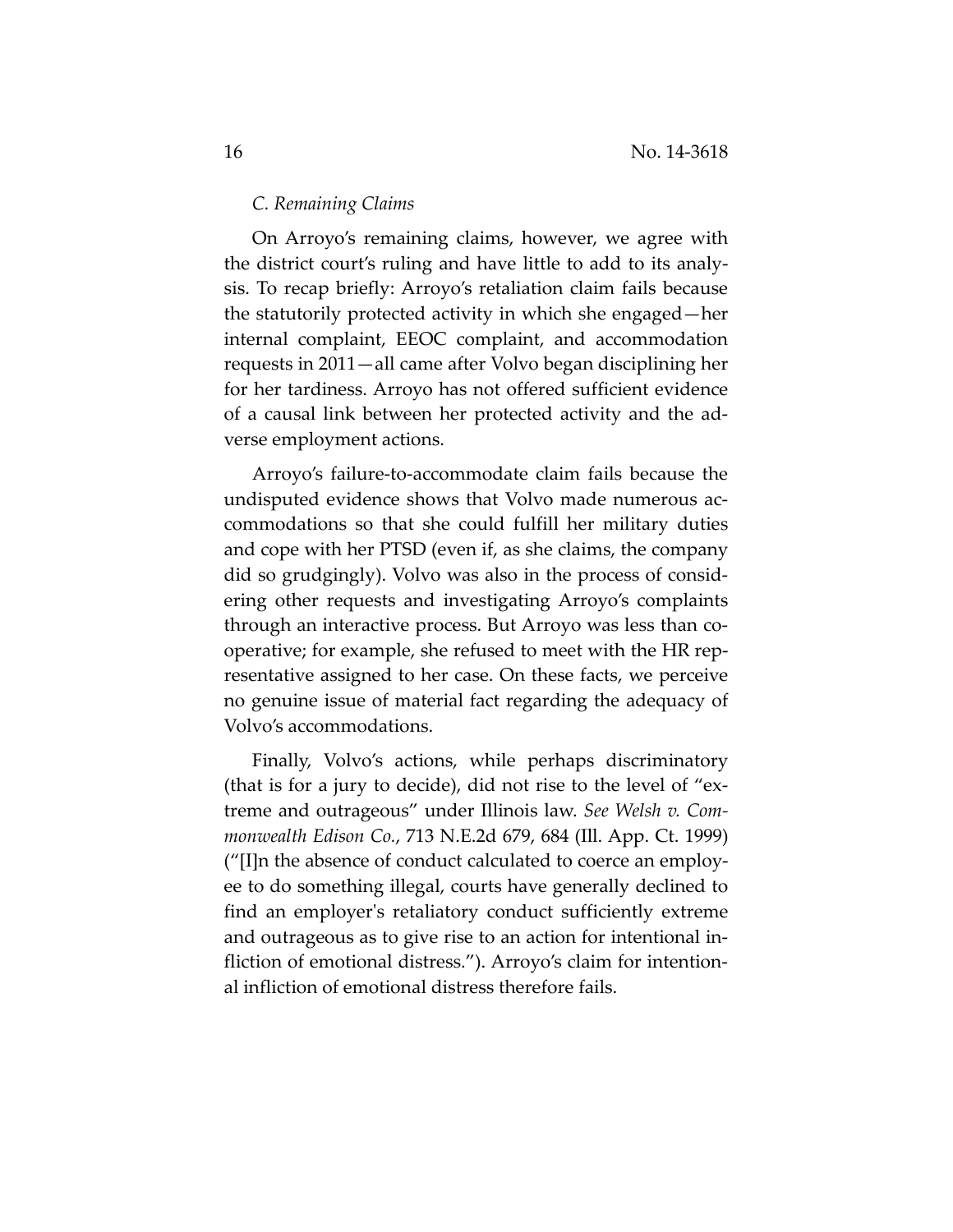*C. Remaining Claims*

On Arroyo's remaining claims, however, we agree with the district court's ruling and have little to add to its analysis. To recap briefly: Arroyo's retaliation claim fails because the statutorily protected activity in which she engaged—her internal complaint, EEOC complaint, and accommodation requests in 2011—all came after Volvo began disciplining her for her tardiness. Arroyo has not offered sufficient evidence of a causal link between her protected activity and the adverse employment actions.

Arroyo's failure-to-accommodate claim fails because the undisputed evidence shows that Volvo made numerous accommodations so that she could fulfill her military duties and cope with her PTSD (even if, as she claims, the company did so grudgingly). Volvo was also in the process of considering other requests and investigating Arroyo's complaints through an interactive process. But Arroyo was less than cooperative; for example, she refused to meet with the HR representative assigned to her case. On these facts, we perceive no genuine issue of material fact regarding the adequacy of Volvo's accommodations.

Finally, Volvo's actions, while perhaps discriminatory (that is for a jury to decide), did not rise to the level of "extreme and outrageous" under Illinois law. *See Welsh v. Commonwealth Edison Co.*, 713 N.E.2d 679, 684 (Ill. App. Ct. 1999) ("[I]n the absence of conduct calculated to coerce an employee to do something illegal, courts have generally declined to find an employer's retaliatory conduct sufficiently extreme and outrageous as to give rise to an action for intentional infliction of emotional distress."). Arroyo's claim for intentional infliction of emotional distress therefore fails.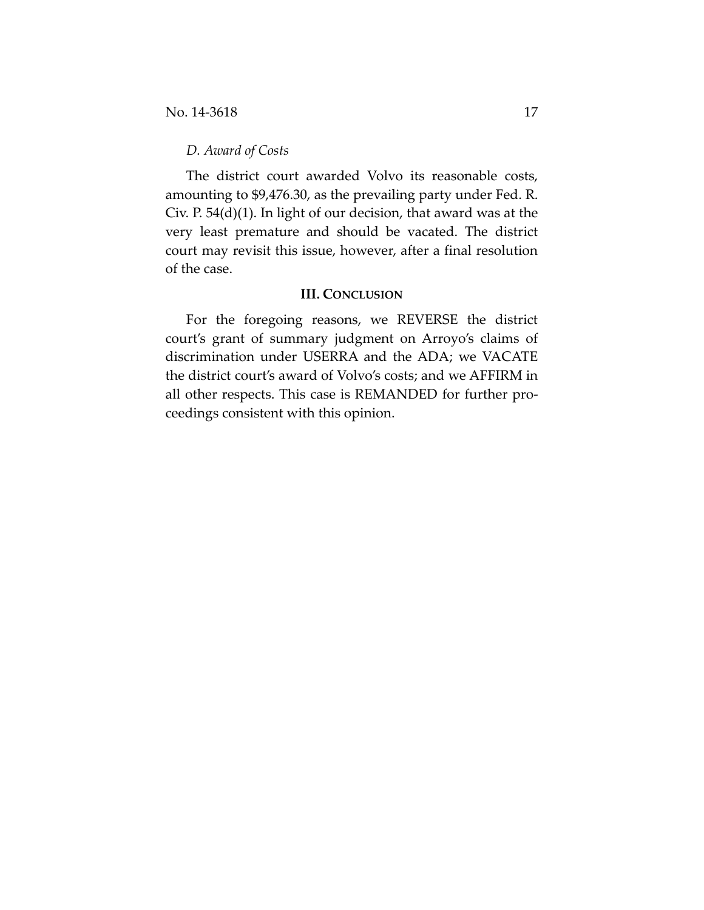### *D. Award of Costs*

The district court awarded Volvo its reasonable costs, amounting to $9,476.30, as the prevailing party under Fed. R. Civ. P. 54(d)(1). In light of our decision, that award was at the very least premature and should be vacated. The district court may revisit this issue, however, after a final resolution of the case.

## III. CONCLUSION

For the foregoing reasons, we REVERSE the district court's grant of summary judgment on Arroyo's claims of discrimination under USERRA and the ADA; we VACATE the district court's award of Volvo's costs; and we AFFIRM in all other respects. This case is REMANDED for further proceedings consistent with this opinion.